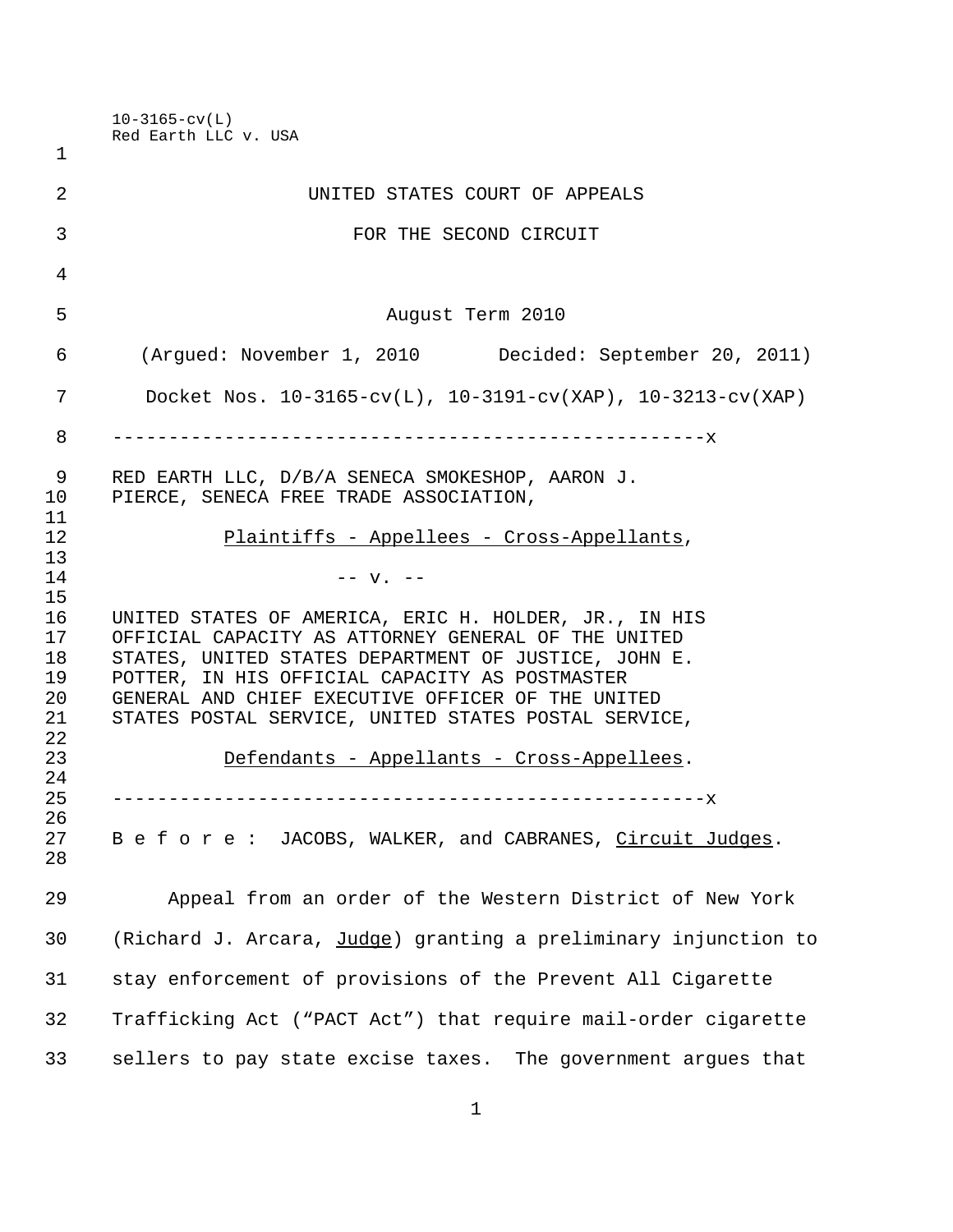10-3165-cv(L)
Red Earth LLC v. USA

UNITED STATES COURT OF APPEALS

FOR THE SECOND CIRCUIT

August Term 2010

(Argued: November 1, 2010 Decided: September 20, 2011)

Docket Nos. 10-3165-cv(L), 10-3191-cv(XAP), 10-3213-cv(XAP)

-----------------------------------------------------x

RED EARTH LLC, D/B/A SENECA SMOKESHOP, AARON J. PIERCE, SENECA FREE TRADE ASSOCIATION,

Plaintiffs - Appellees - Cross-Appellants,

-- v. --

UNITED STATES OF AMERICA, ERIC H. HOLDER, JR., IN HIS OFFICIAL CAPACITY AS ATTORNEY GENERAL OF THE UNITED STATES, UNITED STATES DEPARTMENT OF JUSTICE, JOHN E. POTTER, IN HIS OFFICIAL CAPACITY AS POSTMASTER GENERAL AND CHIEF EXECUTIVE OFFICER OF THE UNITED STATES POSTAL SERVICE, UNITED STATES POSTAL SERVICE,

Defendants - Appellants - Cross-Appellees.

-----------------------------------------------------x

B e f o r e : JACOBS, WALKER, and CABRANES, Circuit Judges.

Appeal from an order of the Western District of New York (Richard J. Arcara, Judge) granting a preliminary injunction to stay enforcement of provisions of the Prevent All Cigarette Trafficking Act ("PACT Act") that require mail-order cigarette sellers to pay state excise taxes. The government argues that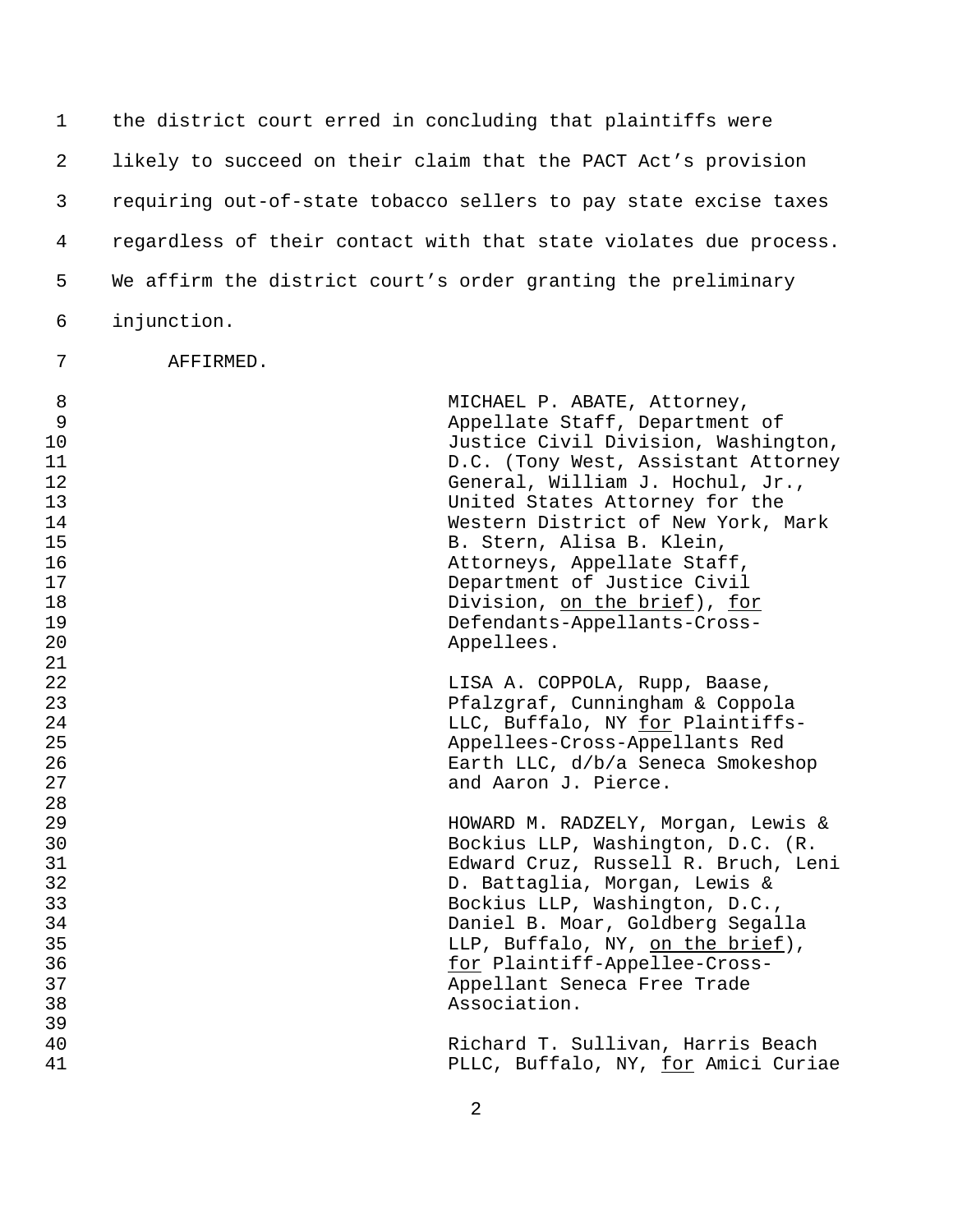the district court erred in concluding that plaintiffs were likely to succeed on their claim that the PACT Act's provision requiring out-of-state tobacco sellers to pay state excise taxes regardless of their contact with that state violates due process. We affirm the district court's order granting the preliminary injunction.

AFFIRMED.

MICHAEL P. ABATE, Attorney, Appellate Staff, Department of Justice Civil Division, Washington, D.C. (Tony West, Assistant Attorney General, William J. Hochul, Jr., United States Attorney for the Western District of New York, Mark B. Stern, Alisa B. Klein, Attorneys, Appellate Staff, Department of Justice Civil Division, _on the brief_), _for_ Defendants-Appellants-Cross-Appellees.

LISA A. COPPOLA, Rupp, Baase, Pfalzgraf, Cunningham & Coppola LLC, Buffalo, NY _for_ Plaintiffs-Appellees-Cross-Appellants Red Earth LLC, d/b/a Seneca Smokeshop and Aaron J. Pierce.

HOWARD M. RADZELY, Morgan, Lewis & Bockius LLP, Washington, D.C. (R. Edward Cruz, Russell R. Bruch, Leni D. Battaglia, Morgan, Lewis & Bockius LLP, Washington, D.C., Daniel B. Moar, Goldberg Segalla LLP, Buffalo, NY, _on the brief_), _for_ Plaintiff-Appellee-Cross-Appellant Seneca Free Trade Association.

Richard T. Sullivan, Harris Beach PLLC, Buffalo, NY, _for_ Amici Curiae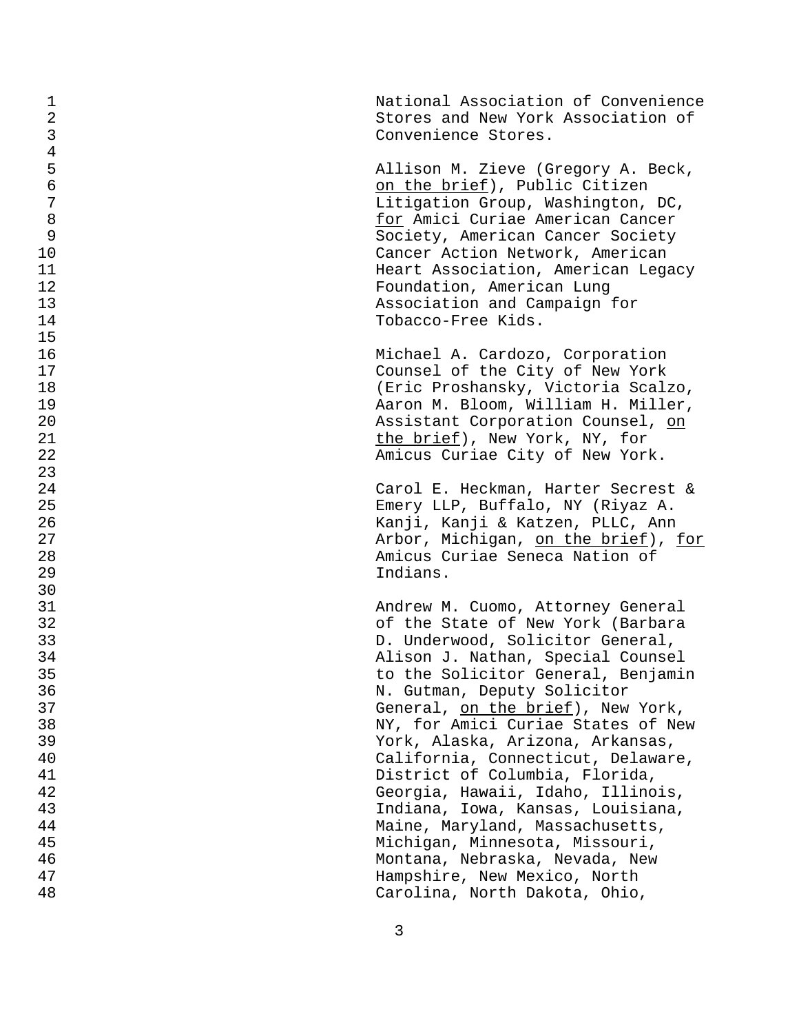National Association of Convenience Stores and New York Association of Convenience Stores.

Allison M. Zieve (Gregory A. Beck, _on the brief_), Public Citizen Litigation Group, Washington, DC, _for_ Amici Curiae American Cancer Society, American Cancer Society Cancer Action Network, American Heart Association, American Legacy Foundation, American Lung Association and Campaign for Tobacco-Free Kids.

Michael A. Cardozo, Corporation Counsel of the City of New York (Eric Proshansky, Victoria Scalzo, Aaron M. Bloom, William H. Miller, Assistant Corporation Counsel, _on the brief_), New York, NY, for Amicus Curiae City of New York.

Carol E. Heckman, Harter Secrest & Emery LLP, Buffalo, NY (Riyaz A. Kanji, Kanji & Katzen, PLLC, Ann Arbor, Michigan, _on the brief_), _for_ Amicus Curiae Seneca Nation of Indians.

Andrew M. Cuomo, Attorney General of the State of New York (Barbara D. Underwood, Solicitor General, Alison J. Nathan, Special Counsel to the Solicitor General, Benjamin N. Gutman, Deputy Solicitor General, _on the brief_), New York, NY, for Amici Curiae States of New York, Alaska, Arizona, Arkansas, California, Connecticut, Delaware, District of Columbia, Florida, Georgia, Hawaii, Idaho, Illinois, Indiana, Iowa, Kansas, Louisiana, Maine, Maryland, Massachusetts, Michigan, Minnesota, Missouri, Montana, Nebraska, Nevada, New Hampshire, New Mexico, North Carolina, North Dakota, Ohio,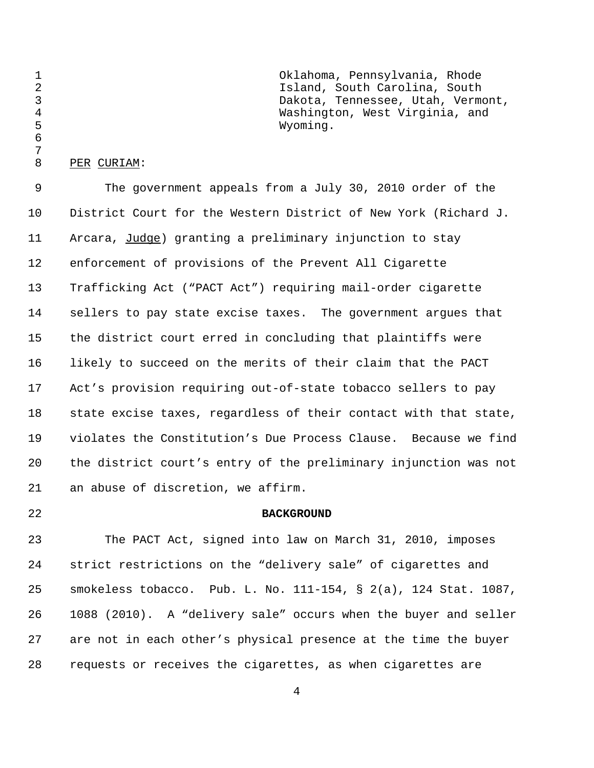Oklahoma, Pennsylvania, Rhode Island, South Carolina, South Dakota, Tennessee, Utah, Vermont, Washington, West Virginia, and Wyoming.

PER CURIAM:

The government appeals from a July 30, 2010 order of the District Court for the Western District of New York (Richard J. Arcara, Judge) granting a preliminary injunction to stay enforcement of provisions of the Prevent All Cigarette Trafficking Act ("PACT Act") requiring mail-order cigarette sellers to pay state excise taxes. The government argues that the district court erred in concluding that plaintiffs were likely to succeed on the merits of their claim that the PACT Act's provision requiring out-of-state tobacco sellers to pay state excise taxes, regardless of their contact with that state, violates the Constitution's Due Process Clause. Because we find the district court's entry of the preliminary injunction was not an abuse of discretion, we affirm.

**BACKGROUND**

The PACT Act, signed into law on March 31, 2010, imposes strict restrictions on the "delivery sale" of cigarettes and smokeless tobacco. Pub. L. No. 111-154, § 2(a), 124 Stat. 1087, 1088 (2010). A "delivery sale" occurs when the buyer and seller are not in each other's physical presence at the time the buyer requests or receives the cigarettes, as when cigarettes are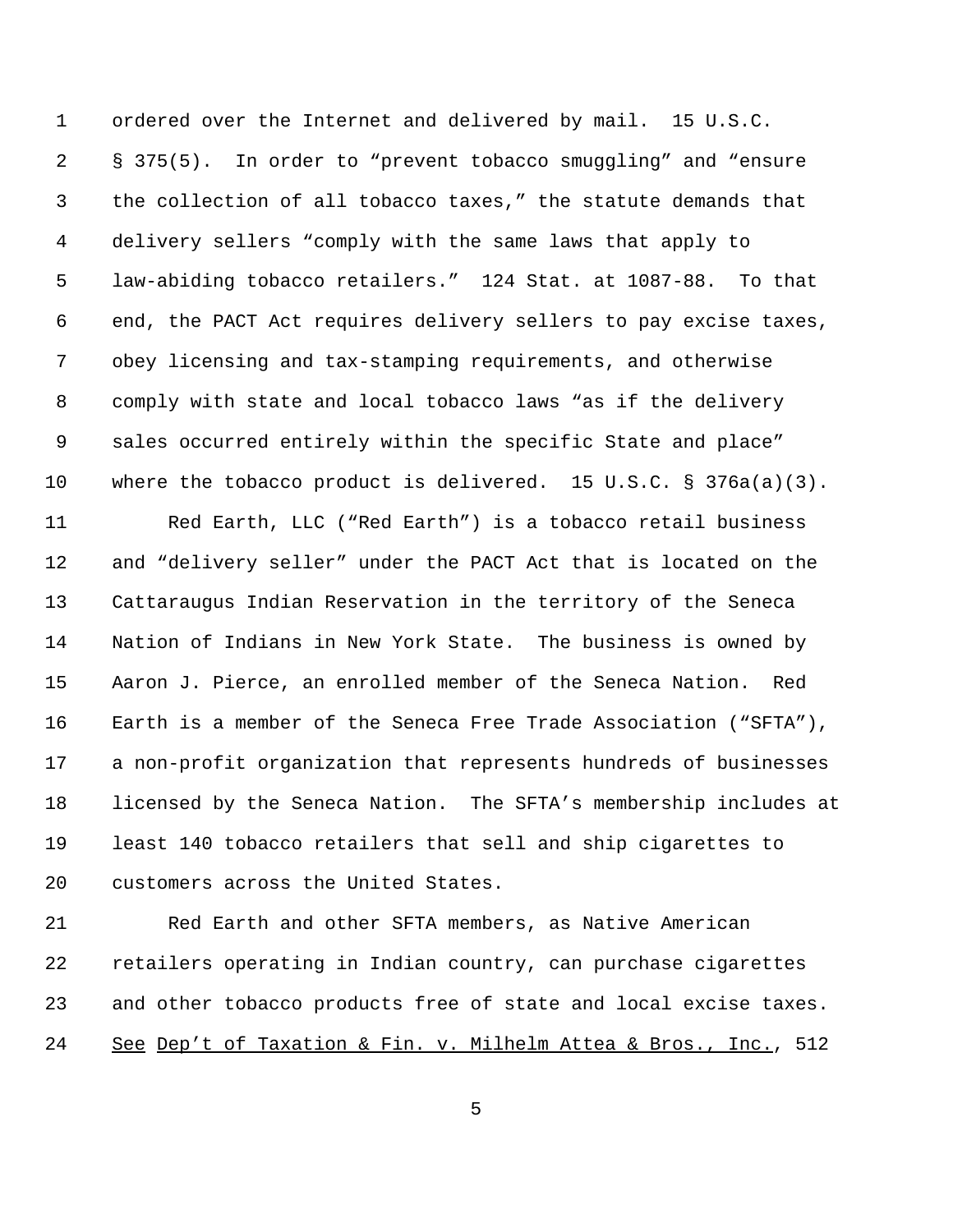ordered over the Internet and delivered by mail. 15 U.S.C. § 375(5). In order to "prevent tobacco smuggling" and "ensure the collection of all tobacco taxes," the statute demands that delivery sellers "comply with the same laws that apply to law-abiding tobacco retailers." 124 Stat. at 1087-88. To that end, the PACT Act requires delivery sellers to pay excise taxes, obey licensing and tax-stamping requirements, and otherwise comply with state and local tobacco laws "as if the delivery sales occurred entirely within the specific State and place" where the tobacco product is delivered. 15 U.S.C. § 376a(a)(3).

Red Earth, LLC ("Red Earth") is a tobacco retail business and "delivery seller" under the PACT Act that is located on the Cattaraugus Indian Reservation in the territory of the Seneca Nation of Indians in New York State. The business is owned by Aaron J. Pierce, an enrolled member of the Seneca Nation. Red Earth is a member of the Seneca Free Trade Association ("SFTA"), a non-profit organization that represents hundreds of businesses licensed by the Seneca Nation. The SFTA's membership includes at least 140 tobacco retailers that sell and ship cigarettes to customers across the United States.

Red Earth and other SFTA members, as Native American retailers operating in Indian country, can purchase cigarettes and other tobacco products free of state and local excise taxes. See Dep't of Taxation & Fin. v. Milhelm Attea & Bros., Inc., 512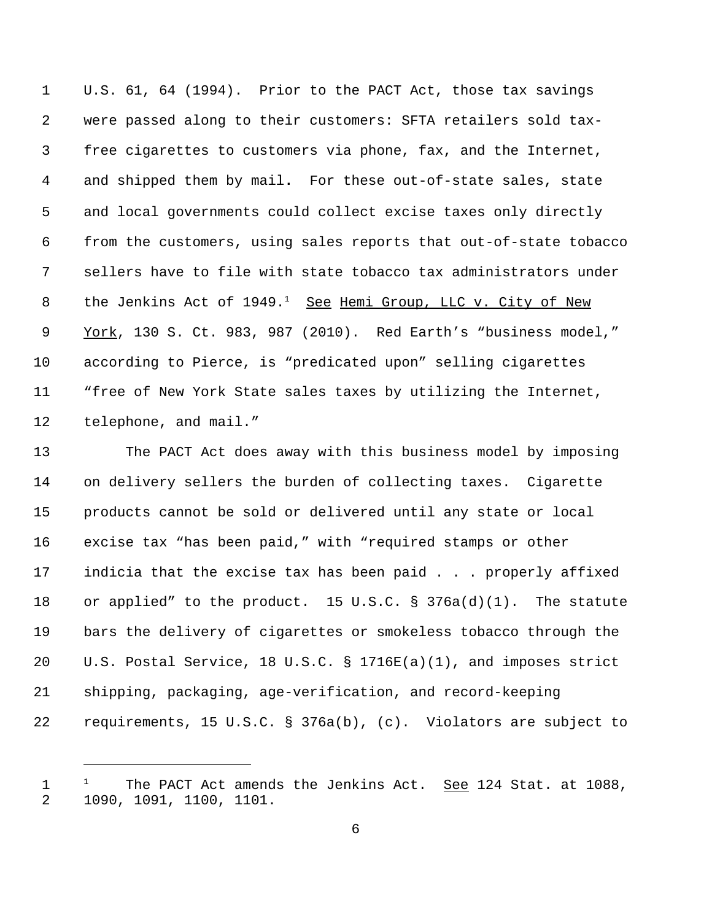U.S. 61, 64 (1994). Prior to the PACT Act, those tax savings were passed along to their customers: SFTA retailers sold tax-free cigarettes to customers via phone, fax, and the Internet, and shipped them by mail. For these out-of-state sales, state and local governments could collect excise taxes only directly from the customers, using sales reports that out-of-state tobacco sellers have to file with state tobacco tax administrators under the Jenkins Act of 1949.[1] See Hemi Group, LLC v. City of New York, 130 S. Ct. 983, 987 (2010). Red Earth's "business model," according to Pierce, is "predicated upon" selling cigarettes "free of New York State sales taxes by utilizing the Internet, telephone, and mail."

The PACT Act does away with this business model by imposing on delivery sellers the burden of collecting taxes. Cigarette products cannot be sold or delivered until any state or local excise tax "has been paid," with "required stamps or other indicia that the excise tax has been paid . . . properly affixed or applied" to the product. 15 U.S.C. § 376a(d)(1). The statute bars the delivery of cigarettes or smokeless tobacco through the U.S. Postal Service, 18 U.S.C. § 1716E(a)(1), and imposes strict shipping, packaging, age-verification, and record-keeping requirements, 15 U.S.C. § 376a(b), (c). Violators are subject to

---

[1] The PACT Act amends the Jenkins Act. See 124 Stat. at 1088, 1090, 1091, 1100, 1101.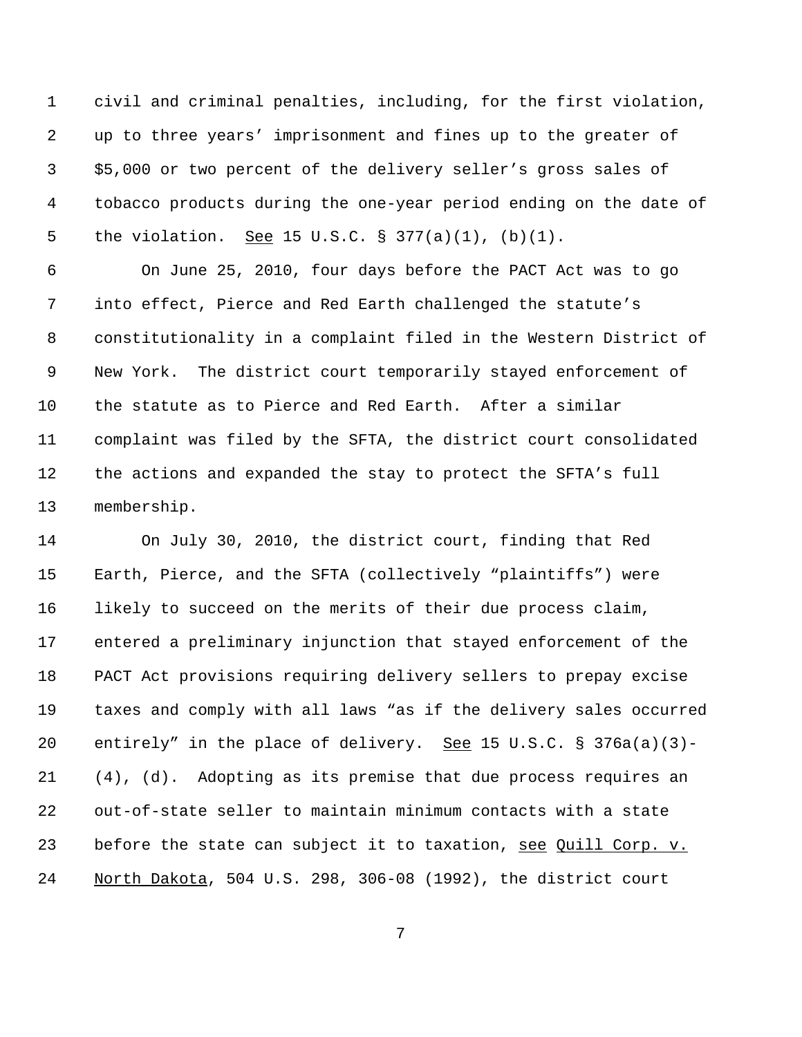civil and criminal penalties, including, for the first violation, up to three years' imprisonment and fines up to the greater of $5,000 or two percent of the delivery seller's gross sales of tobacco products during the one-year period ending on the date of the violation. See 15 U.S.C. § 377(a)(1), (b)(1).

On June 25, 2010, four days before the PACT Act was to go into effect, Pierce and Red Earth challenged the statute's constitutionality in a complaint filed in the Western District of New York. The district court temporarily stayed enforcement of the statute as to Pierce and Red Earth. After a similar complaint was filed by the SFTA, the district court consolidated the actions and expanded the stay to protect the SFTA's full membership.

On July 30, 2010, the district court, finding that Red Earth, Pierce, and the SFTA (collectively "plaintiffs") were likely to succeed on the merits of their due process claim, entered a preliminary injunction that stayed enforcement of the PACT Act provisions requiring delivery sellers to prepay excise taxes and comply with all laws "as if the delivery sales occurred entirely" in the place of delivery. See 15 U.S.C. § 376a(a)(3)-(4), (d). Adopting as its premise that due process requires an out-of-state seller to maintain minimum contacts with a state before the state can subject it to taxation, see Quill Corp. v. North Dakota, 504 U.S. 298, 306-08 (1992), the district court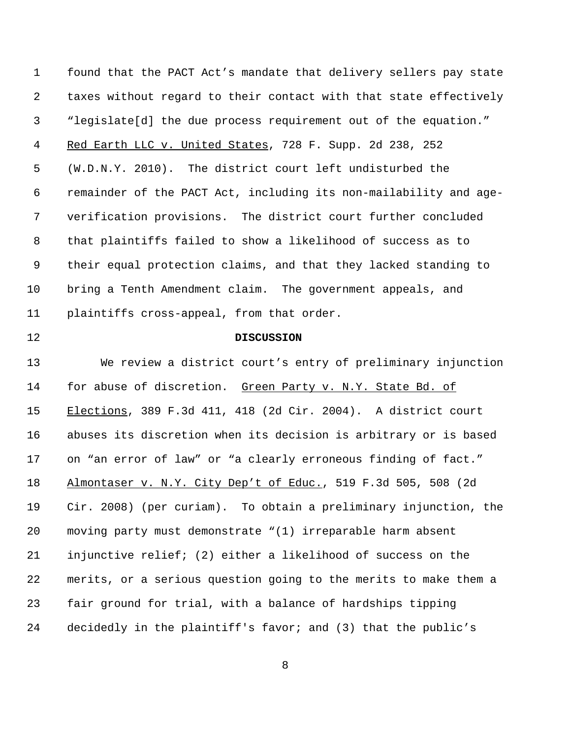found that the PACT Act's mandate that delivery sellers pay state taxes without regard to their contact with that state effectively "legislate[d] the due process requirement out of the equation." Red Earth LLC v. United States, 728 F. Supp. 2d 238, 252 (W.D.N.Y. 2010). The district court left undisturbed the remainder of the PACT Act, including its non-mailability and age-verification provisions. The district court further concluded that plaintiffs failed to show a likelihood of success as to their equal protection claims, and that they lacked standing to bring a Tenth Amendment claim. The government appeals, and plaintiffs cross-appeal, from that order.

**DISCUSSION**

We review a district court's entry of preliminary injunction for abuse of discretion. Green Party v. N.Y. State Bd. of Elections, 389 F.3d 411, 418 (2d Cir. 2004). A district court abuses its discretion when its decision is arbitrary or is based on "an error of law" or "a clearly erroneous finding of fact." Almontaser v. N.Y. City Dep't of Educ., 519 F.3d 505, 508 (2d Cir. 2008) (per curiam). To obtain a preliminary injunction, the moving party must demonstrate "(1) irreparable harm absent injunctive relief; (2) either a likelihood of success on the merits, or a serious question going to the merits to make them a fair ground for trial, with a balance of hardships tipping decidedly in the plaintiff's favor; and (3) that the public's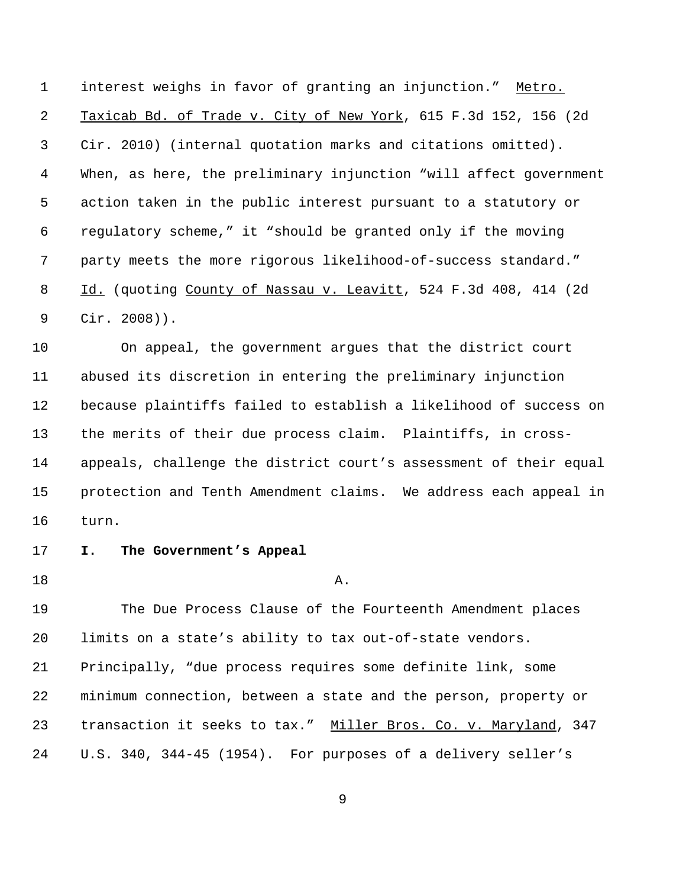interest weighs in favor of granting an injunction." Metro. Taxicab Bd. of Trade v. City of New York, 615 F.3d 152, 156 (2d Cir. 2010) (internal quotation marks and citations omitted). When, as here, the preliminary injunction "will affect government action taken in the public interest pursuant to a statutory or regulatory scheme," it "should be granted only if the moving party meets the more rigorous likelihood-of-success standard." Id. (quoting County of Nassau v. Leavitt, 524 F.3d 408, 414 (2d Cir. 2008)).

On appeal, the government argues that the district court abused its discretion in entering the preliminary injunction because plaintiffs failed to establish a likelihood of success on the merits of their due process claim. Plaintiffs, in cross-appeals, challenge the district court's assessment of their equal protection and Tenth Amendment claims. We address each appeal in turn.

## I. The Government's Appeal

### A.

The Due Process Clause of the Fourteenth Amendment places limits on a state's ability to tax out-of-state vendors. Principally, "due process requires some definite link, some minimum connection, between a state and the person, property or transaction it seeks to tax." Miller Bros. Co. v. Maryland, 347 U.S. 340, 344-45 (1954). For purposes of a delivery seller's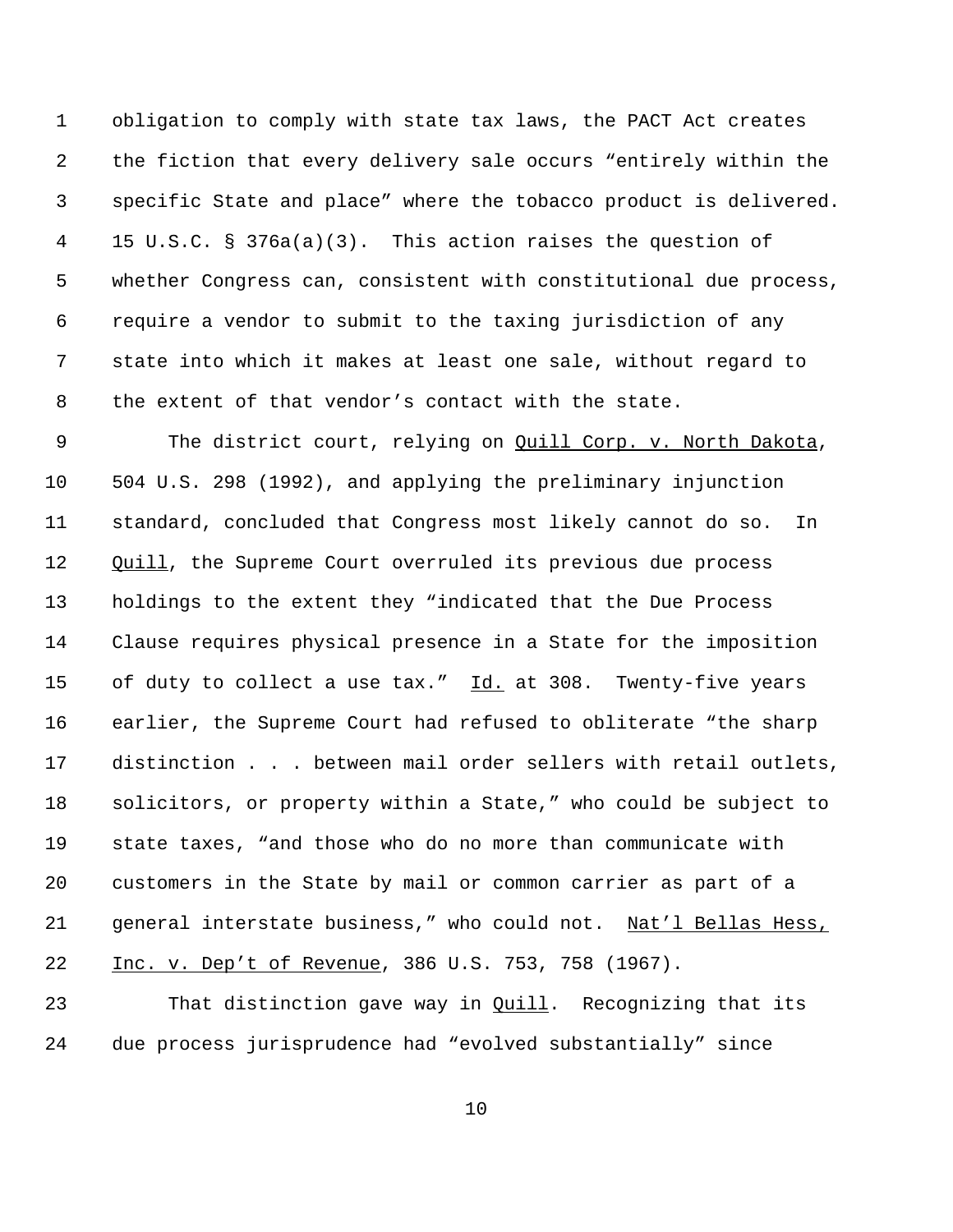obligation to comply with state tax laws, the PACT Act creates the fiction that every delivery sale occurs “entirely within the specific State and place” where the tobacco product is delivered. 15 U.S.C. § 376a(a)(3). This action raises the question of whether Congress can, consistent with constitutional due process, require a vendor to submit to the taxing jurisdiction of any state into which it makes at least one sale, without regard to the extent of that vendor’s contact with the state.

The district court, relying on Quill Corp. v. North Dakota, 504 U.S. 298 (1992), and applying the preliminary injunction standard, concluded that Congress most likely cannot do so. In Quill, the Supreme Court overruled its previous due process holdings to the extent they “indicated that the Due Process Clause requires physical presence in a State for the imposition of duty to collect a use tax.” Id. at 308. Twenty-five years earlier, the Supreme Court had refused to obliterate “the sharp distinction . . . between mail order sellers with retail outlets, solicitors, or property within a State,” who could be subject to state taxes, “and those who do no more than communicate with customers in the State by mail or common carrier as part of a general interstate business,” who could not. Nat’l Bellas Hess, Inc. v. Dep’t of Revenue, 386 U.S. 753, 758 (1967).

That distinction gave way in Quill. Recognizing that its due process jurisprudence had “evolved substantially” since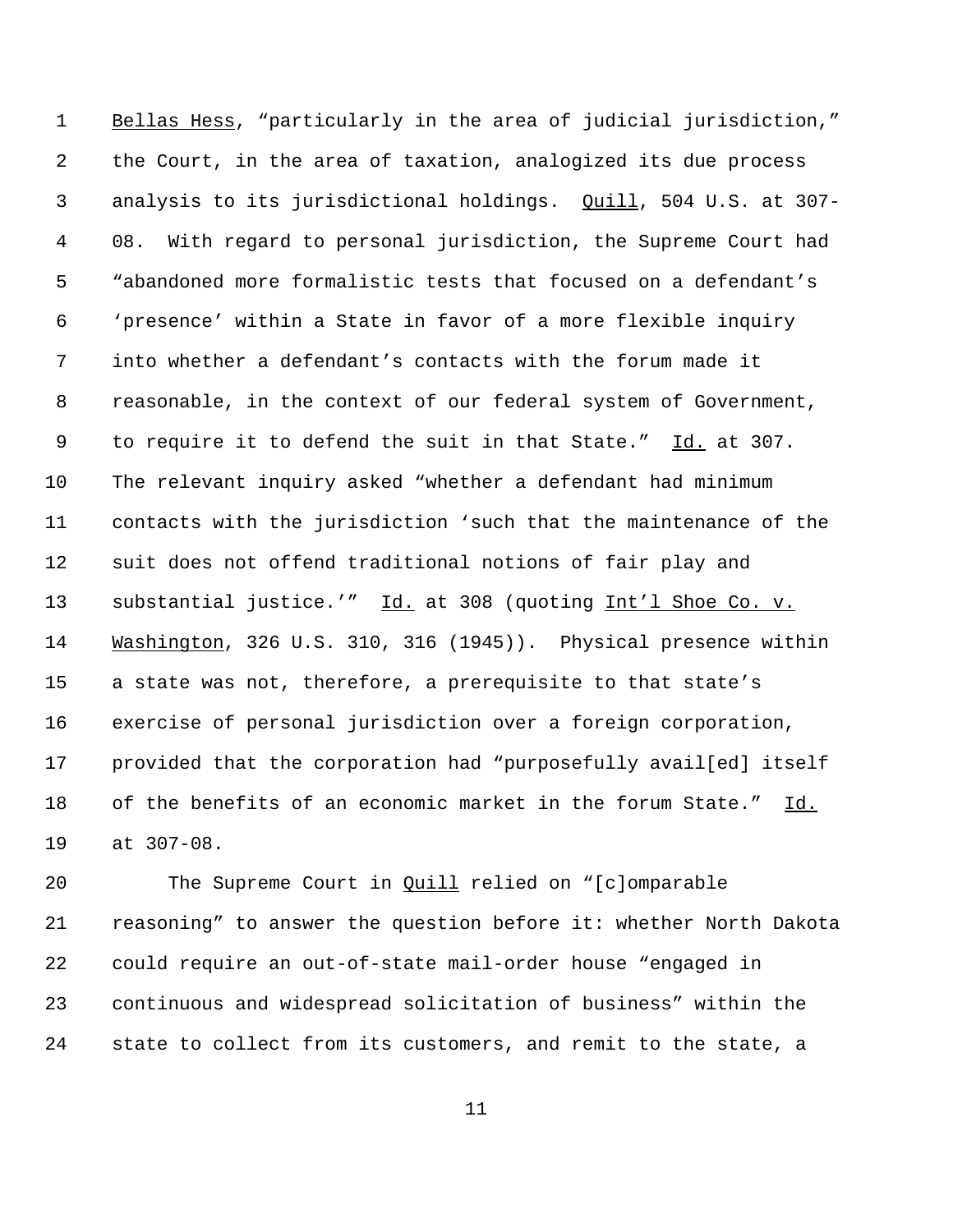Bellas Hess, "particularly in the area of judicial jurisdiction," the Court, in the area of taxation, analogized its due process analysis to its jurisdictional holdings. Quill, 504 U.S. at 307-08. With regard to personal jurisdiction, the Supreme Court had "abandoned more formalistic tests that focused on a defendant's 'presence' within a State in favor of a more flexible inquiry into whether a defendant's contacts with the forum made it reasonable, in the context of our federal system of Government, to require it to defend the suit in that State." Id. at 307. The relevant inquiry asked "whether a defendant had minimum contacts with the jurisdiction 'such that the maintenance of the suit does not offend traditional notions of fair play and substantial justice.'" Id. at 308 (quoting Int'l Shoe Co. v. Washington, 326 U.S. 310, 316 (1945)). Physical presence within a state was not, therefore, a prerequisite to that state's exercise of personal jurisdiction over a foreign corporation, provided that the corporation had "purposefully avail[ed] itself of the benefits of an economic market in the forum State." Id. at 307-08.

The Supreme Court in Quill relied on "[c]omparable reasoning" to answer the question before it: whether North Dakota could require an out-of-state mail-order house "engaged in continuous and widespread solicitation of business" within the state to collect from its customers, and remit to the state, a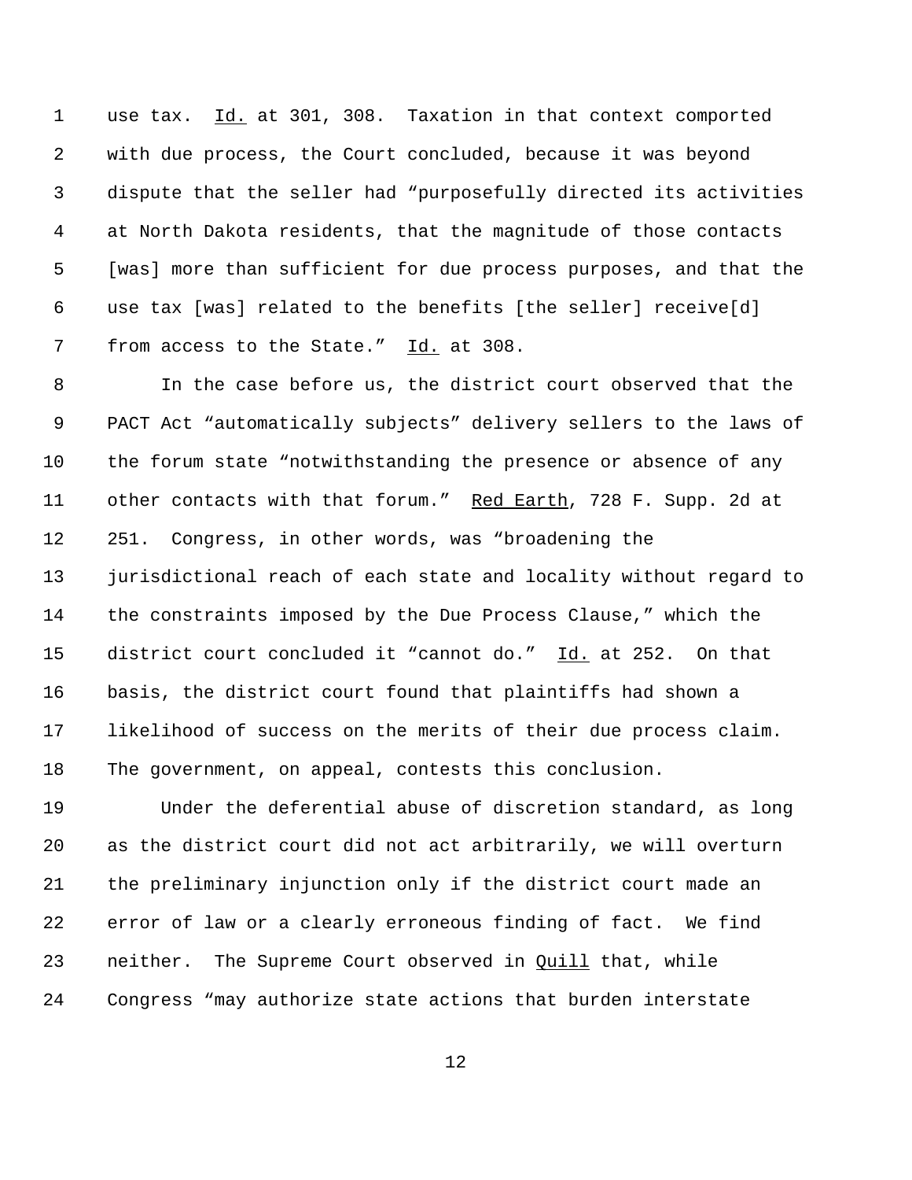use tax. Id. at 301, 308. Taxation in that context comported with due process, the Court concluded, because it was beyond dispute that the seller had "purposefully directed its activities at North Dakota residents, that the magnitude of those contacts [was] more than sufficient for due process purposes, and that the use tax [was] related to the benefits [the seller] receive[d] from access to the State." Id. at 308.

In the case before us, the district court observed that the PACT Act "automatically subjects" delivery sellers to the laws of the forum state "notwithstanding the presence or absence of any other contacts with that forum." Red Earth, 728 F. Supp. 2d at 251. Congress, in other words, was "broadening the jurisdictional reach of each state and locality without regard to the constraints imposed by the Due Process Clause," which the district court concluded it "cannot do." Id. at 252. On that basis, the district court found that plaintiffs had shown a likelihood of success on the merits of their due process claim. The government, on appeal, contests this conclusion.

Under the deferential abuse of discretion standard, as long as the district court did not act arbitrarily, we will overturn the preliminary injunction only if the district court made an error of law or a clearly erroneous finding of fact. We find neither. The Supreme Court observed in Quill that, while Congress "may authorize state actions that burden interstate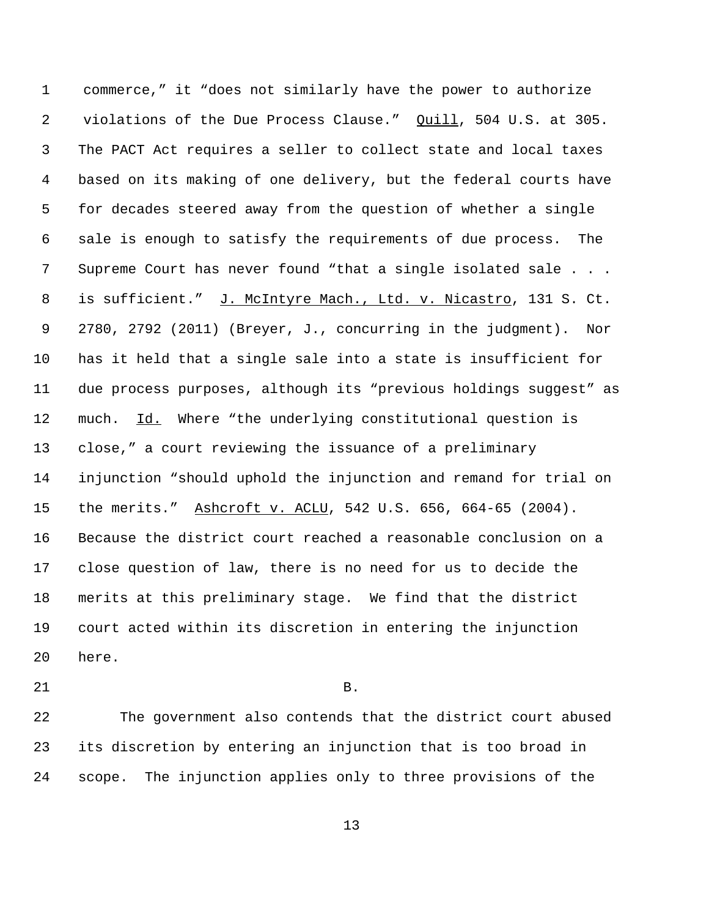commerce," it "does not similarly have the power to authorize violations of the Due Process Clause." Quill, 504 U.S. at 305. The PACT Act requires a seller to collect state and local taxes based on its making of one delivery, but the federal courts have for decades steered away from the question of whether a single sale is enough to satisfy the requirements of due process. The Supreme Court has never found "that a single isolated sale . . . is sufficient." J. McIntyre Mach., Ltd. v. Nicastro, 131 S. Ct. 2780, 2792 (2011) (Breyer, J., concurring in the judgment). Nor has it held that a single sale into a state is insufficient for due process purposes, although its "previous holdings suggest" as much. Id. Where "the underlying constitutional question is close," a court reviewing the issuance of a preliminary injunction "should uphold the injunction and remand for trial on the merits." Ashcroft v. ACLU, 542 U.S. 656, 664-65 (2004). Because the district court reached a reasonable conclusion on a close question of law, there is no need for us to decide the merits at this preliminary stage. We find that the district court acted within its discretion in entering the injunction here.

B.

The government also contends that the district court abused its discretion by entering an injunction that is too broad in scope. The injunction applies only to three provisions of the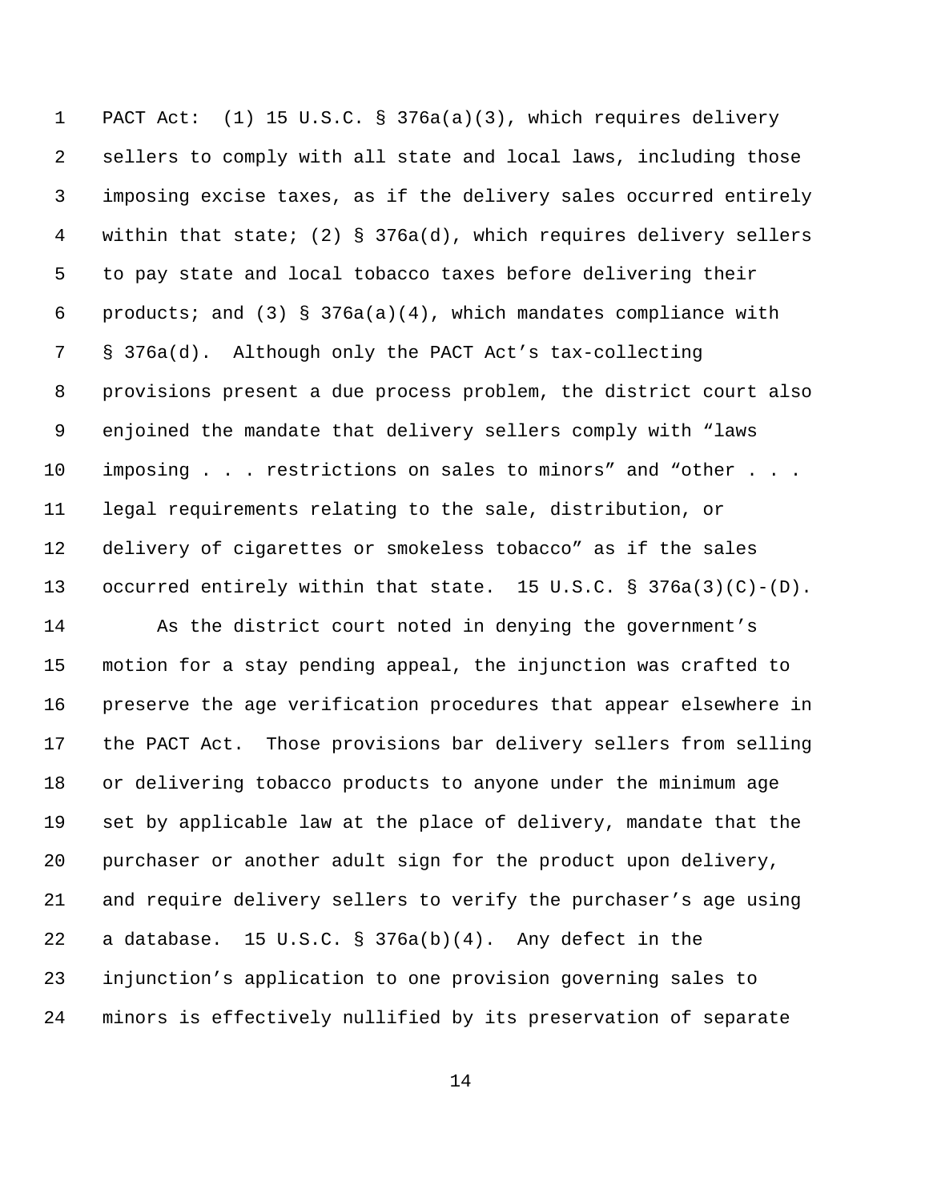PACT Act: (1) 15 U.S.C. § 376a(a)(3), which requires delivery sellers to comply with all state and local laws, including those imposing excise taxes, as if the delivery sales occurred entirely within that state; (2) § 376a(d), which requires delivery sellers to pay state and local tobacco taxes before delivering their products; and (3) § 376a(a)(4), which mandates compliance with § 376a(d). Although only the PACT Act's tax-collecting provisions present a due process problem, the district court also enjoined the mandate that delivery sellers comply with "laws imposing . . . restrictions on sales to minors" and "other . . . legal requirements relating to the sale, distribution, or delivery of cigarettes or smokeless tobacco" as if the sales occurred entirely within that state. 15 U.S.C. § 376a(3)(C)-(D).

As the district court noted in denying the government's motion for a stay pending appeal, the injunction was crafted to preserve the age verification procedures that appear elsewhere in the PACT Act. Those provisions bar delivery sellers from selling or delivering tobacco products to anyone under the minimum age set by applicable law at the place of delivery, mandate that the purchaser or another adult sign for the product upon delivery, and require delivery sellers to verify the purchaser's age using a database. 15 U.S.C. § 376a(b)(4). Any defect in the injunction's application to one provision governing sales to minors is effectively nullified by its preservation of separate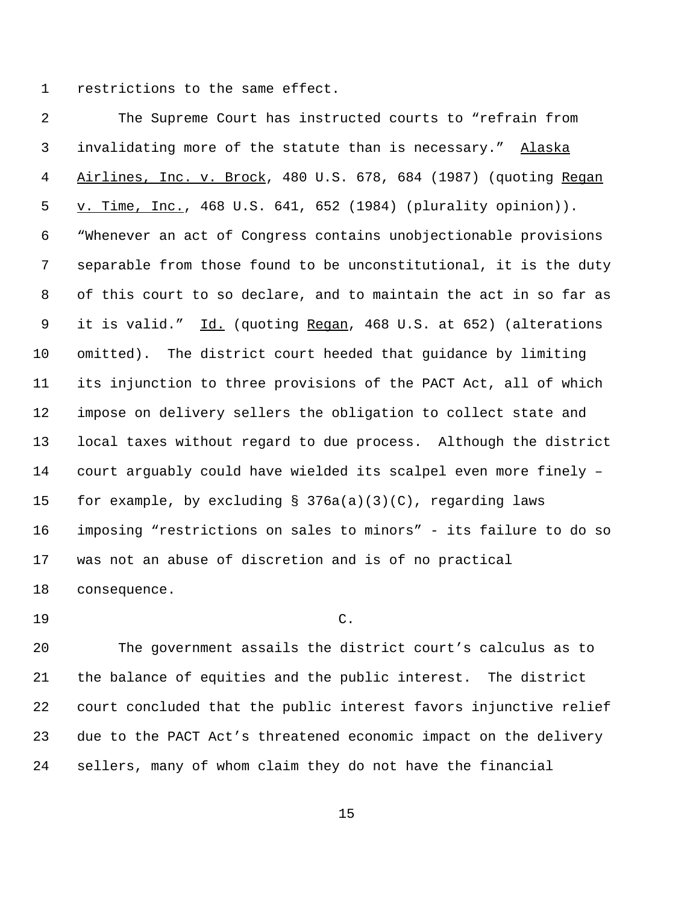restrictions to the same effect.

The Supreme Court has instructed courts to "refrain from invalidating more of the statute than is necessary." Alaska Airlines, Inc. v. Brock, 480 U.S. 678, 684 (1987) (quoting Regan v. Time, Inc., 468 U.S. 641, 652 (1984) (plurality opinion)). "Whenever an act of Congress contains unobjectionable provisions separable from those found to be unconstitutional, it is the duty of this court to so declare, and to maintain the act in so far as it is valid." Id. (quoting Regan, 468 U.S. at 652) (alterations omitted). The district court heeded that guidance by limiting its injunction to three provisions of the PACT Act, all of which impose on delivery sellers the obligation to collect state and local taxes without regard to due process. Although the district court arguably could have wielded its scalpel even more finely – for example, by excluding § 376a(a)(3)(C), regarding laws imposing "restrictions on sales to minors" - its failure to do so was not an abuse of discretion and is of no practical consequence.

C.

The government assails the district court's calculus as to the balance of equities and the public interest. The district court concluded that the public interest favors injunctive relief due to the PACT Act's threatened economic impact on the delivery sellers, many of whom claim they do not have the financial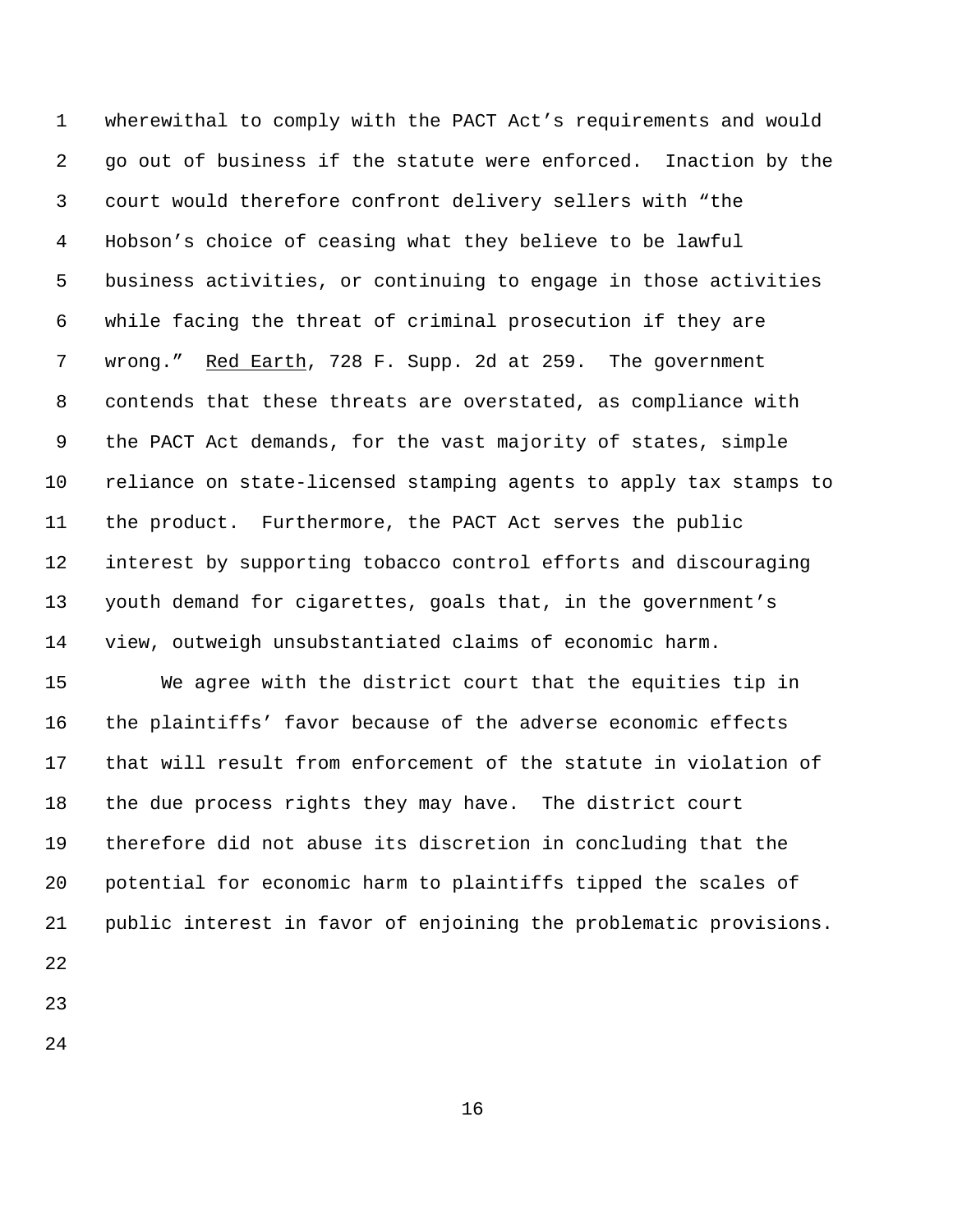wherewithal to comply with the PACT Act's requirements and would go out of business if the statute were enforced. Inaction by the court would therefore confront delivery sellers with "the Hobson's choice of ceasing what they believe to be lawful business activities, or continuing to engage in those activities while facing the threat of criminal prosecution if they are wrong." Red Earth, 728 F. Supp. 2d at 259. The government contends that these threats are overstated, as compliance with the PACT Act demands, for the vast majority of states, simple reliance on state-licensed stamping agents to apply tax stamps to the product. Furthermore, the PACT Act serves the public interest by supporting tobacco control efforts and discouraging youth demand for cigarettes, goals that, in the government's view, outweigh unsubstantiated claims of economic harm.

We agree with the district court that the equities tip in the plaintiffs' favor because of the adverse economic effects that will result from enforcement of the statute in violation of the due process rights they may have. The district court therefore did not abuse its discretion in concluding that the potential for economic harm to plaintiffs tipped the scales of public interest in favor of enjoining the problematic provisions.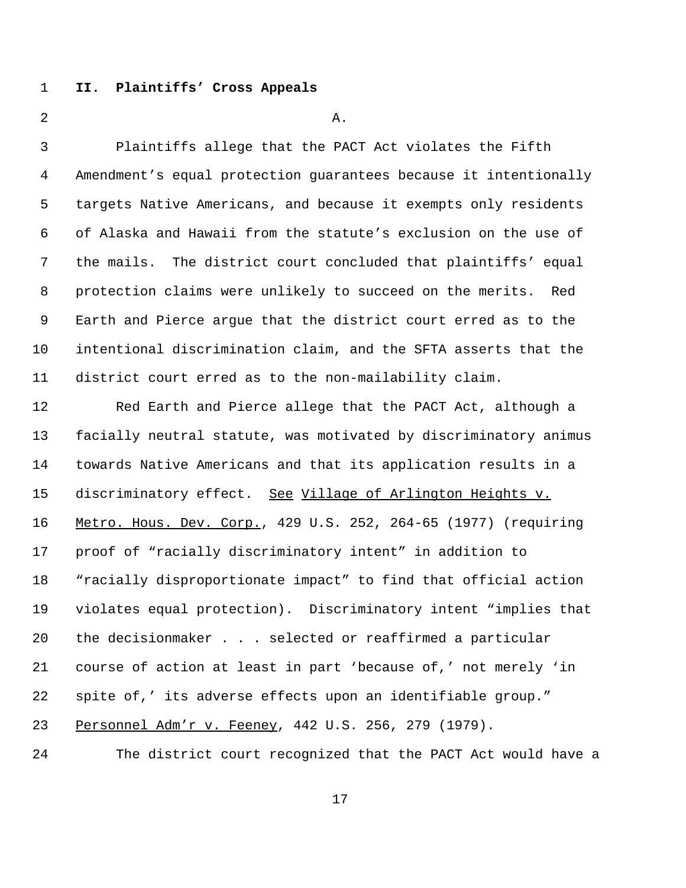**II. Plaintiffs' Cross Appeals**

A.

Plaintiffs allege that the PACT Act violates the Fifth Amendment's equal protection guarantees because it intentionally targets Native Americans, and because it exempts only residents of Alaska and Hawaii from the statute's exclusion on the use of the mails. The district court concluded that plaintiffs' equal protection claims were unlikely to succeed on the merits. Red Earth and Pierce argue that the district court erred as to the intentional discrimination claim, and the SFTA asserts that the district court erred as to the non-mailability claim.

Red Earth and Pierce allege that the PACT Act, although a facially neutral statute, was motivated by discriminatory animus towards Native Americans and that its application results in a discriminatory effect. <u>See</u> <u>Village of Arlington Heights v. Metro. Hous. Dev. Corp.</u>, 429 U.S. 252, 264-65 (1977) (requiring proof of "racially discriminatory intent" in addition to "racially disproportionate impact" to find that official action violates equal protection). Discriminatory intent "implies that the decisionmaker . . . selected or reaffirmed a particular course of action at least in part 'because of,' not merely 'in spite of,' its adverse effects upon an identifiable group." <u>Personnel Adm'r v. Feeney</u>, 442 U.S. 256, 279 (1979).

The district court recognized that the PACT Act would have a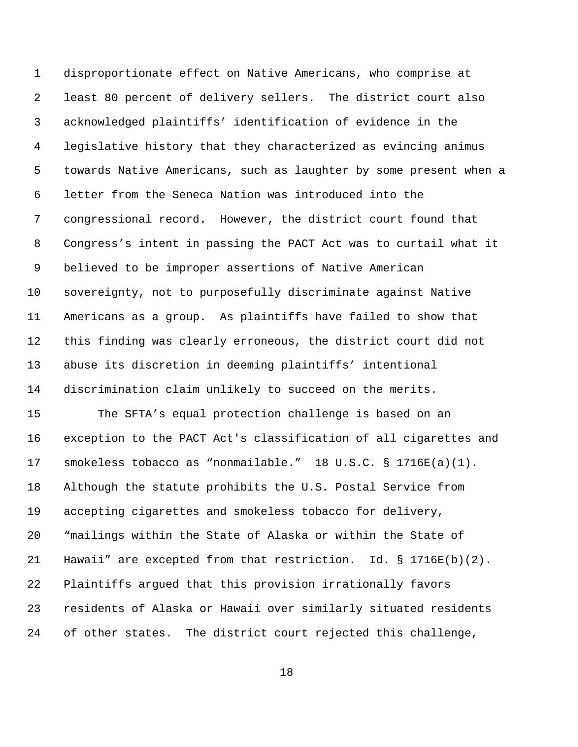disproportionate effect on Native Americans, who comprise at least 80 percent of delivery sellers. The district court also acknowledged plaintiffs' identification of evidence in the legislative history that they characterized as evincing animus towards Native Americans, such as laughter by some present when a letter from the Seneca Nation was introduced into the congressional record. However, the district court found that Congress's intent in passing the PACT Act was to curtail what it believed to be improper assertions of Native American sovereignty, not to purposefully discriminate against Native Americans as a group. As plaintiffs have failed to show that this finding was clearly erroneous, the district court did not abuse its discretion in deeming plaintiffs' intentional discrimination claim unlikely to succeed on the merits.

The SFTA's equal protection challenge is based on an exception to the PACT Act's classification of all cigarettes and smokeless tobacco as "nonmailable." 18 U.S.C. § 1716E(a)(1). Although the statute prohibits the U.S. Postal Service from accepting cigarettes and smokeless tobacco for delivery, "mailings within the State of Alaska or within the State of Hawaii" are excepted from that restriction. Id. § 1716E(b)(2). Plaintiffs argued that this provision irrationally favors residents of Alaska or Hawaii over similarly situated residents of other states. The district court rejected this challenge,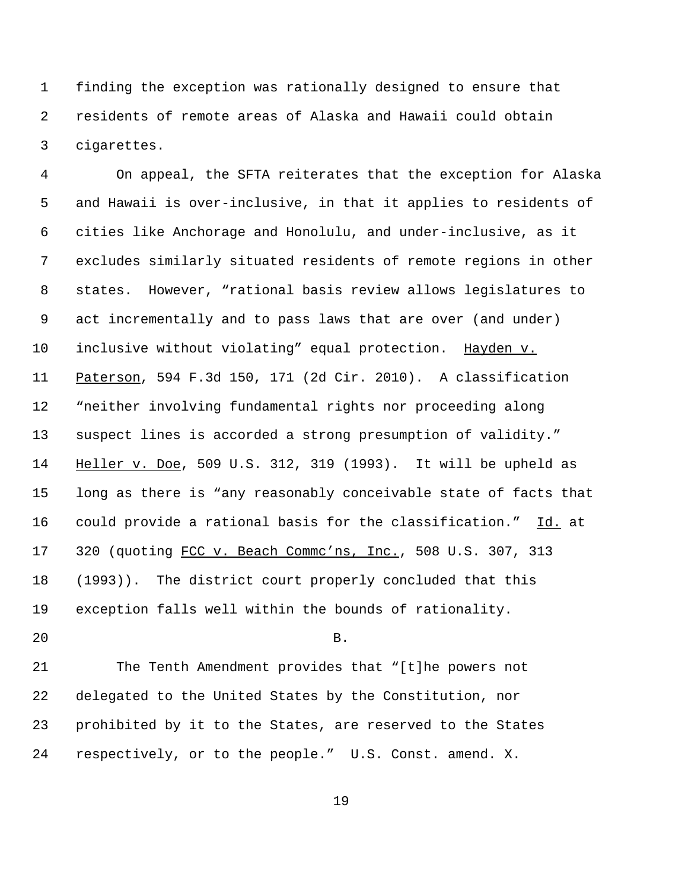finding the exception was rationally designed to ensure that residents of remote areas of Alaska and Hawaii could obtain cigarettes.

On appeal, the SFTA reiterates that the exception for Alaska and Hawaii is over-inclusive, in that it applies to residents of cities like Anchorage and Honolulu, and under-inclusive, as it excludes similarly situated residents of remote regions in other states. However, "rational basis review allows legislatures to act incrementally and to pass laws that are over (and under) inclusive without violating" equal protection. Hayden v. Paterson, 594 F.3d 150, 171 (2d Cir. 2010). A classification "neither involving fundamental rights nor proceeding along suspect lines is accorded a strong presumption of validity." Heller v. Doe, 509 U.S. 312, 319 (1993). It will be upheld as long as there is "any reasonably conceivable state of facts that could provide a rational basis for the classification." Id. at 320 (quoting FCC v. Beach Commc'ns, Inc., 508 U.S. 307, 313 (1993)). The district court properly concluded that this exception falls well within the bounds of rationality.

B.

The Tenth Amendment provides that "[t]he powers not delegated to the United States by the Constitution, nor prohibited by it to the States, are reserved to the States respectively, or to the people." U.S. Const. amend. X.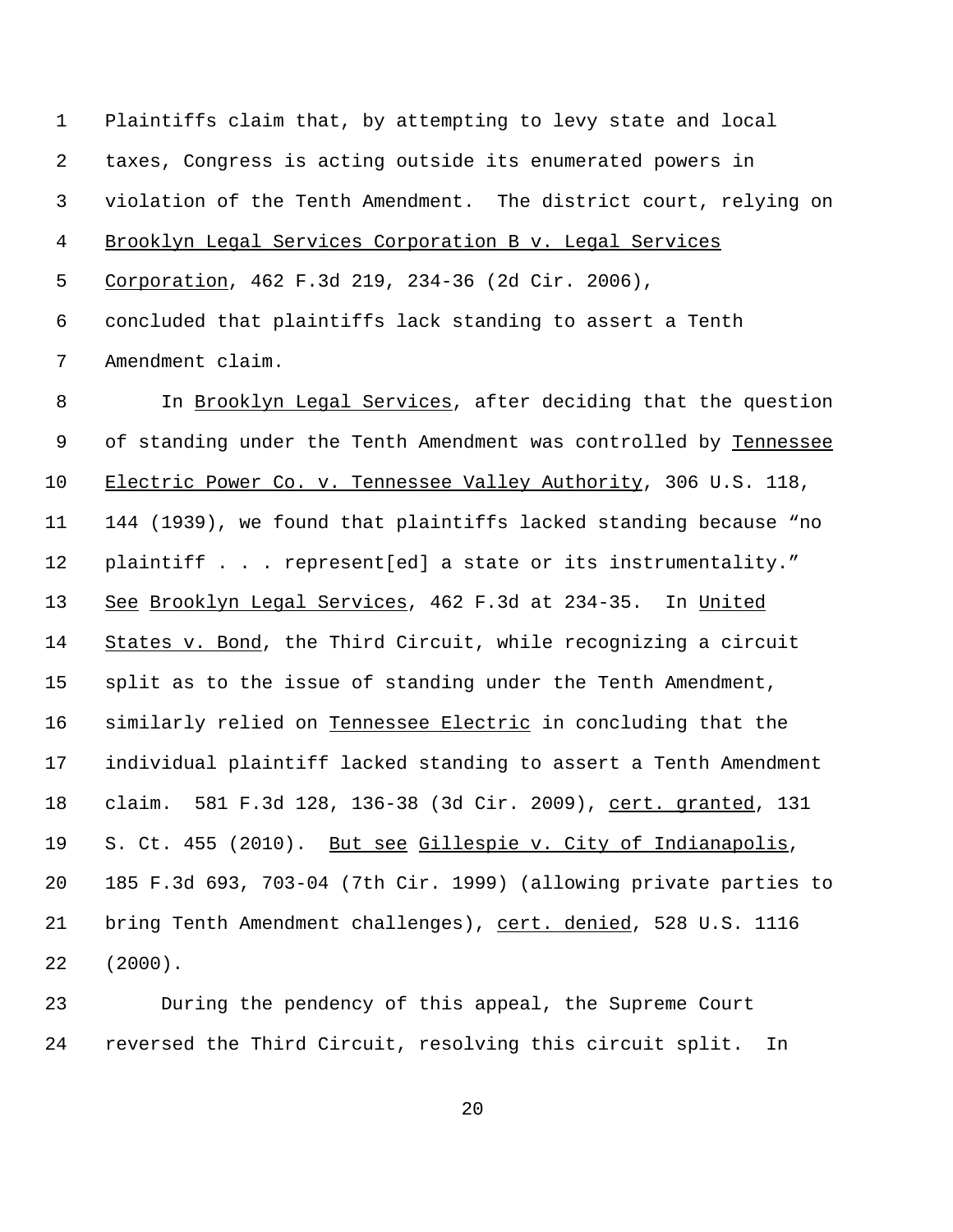Plaintiffs claim that, by attempting to levy state and local taxes, Congress is acting outside its enumerated powers in violation of the Tenth Amendment. The district court, relying on _Brooklyn Legal Services Corporation B v. Legal Services Corporation_, 462 F.3d 219, 234-36 (2d Cir. 2006), concluded that plaintiffs lack standing to assert a Tenth Amendment claim.

In _Brooklyn Legal Services_, after deciding that the question of standing under the Tenth Amendment was controlled by _Tennessee Electric Power Co. v. Tennessee Valley Authority_, 306 U.S. 118, 144 (1939), we found that plaintiffs lacked standing because "no plaintiff . . . represent[ed] a state or its instrumentality." _See_ _Brooklyn Legal Services_, 462 F.3d at 234-35. In _United States v. Bond_, the Third Circuit, while recognizing a circuit split as to the issue of standing under the Tenth Amendment, similarly relied on _Tennessee Electric_ in concluding that the individual plaintiff lacked standing to assert a Tenth Amendment claim. 581 F.3d 128, 136-38 (3d Cir. 2009), _cert. granted_, 131 S. Ct. 455 (2010). _But see_ _Gillespie v. City of Indianapolis_, 185 F.3d 693, 703-04 (7th Cir. 1999) (allowing private parties to bring Tenth Amendment challenges), _cert. denied_, 528 U.S. 1116 (2000).

During the pendency of this appeal, the Supreme Court reversed the Third Circuit, resolving this circuit split. In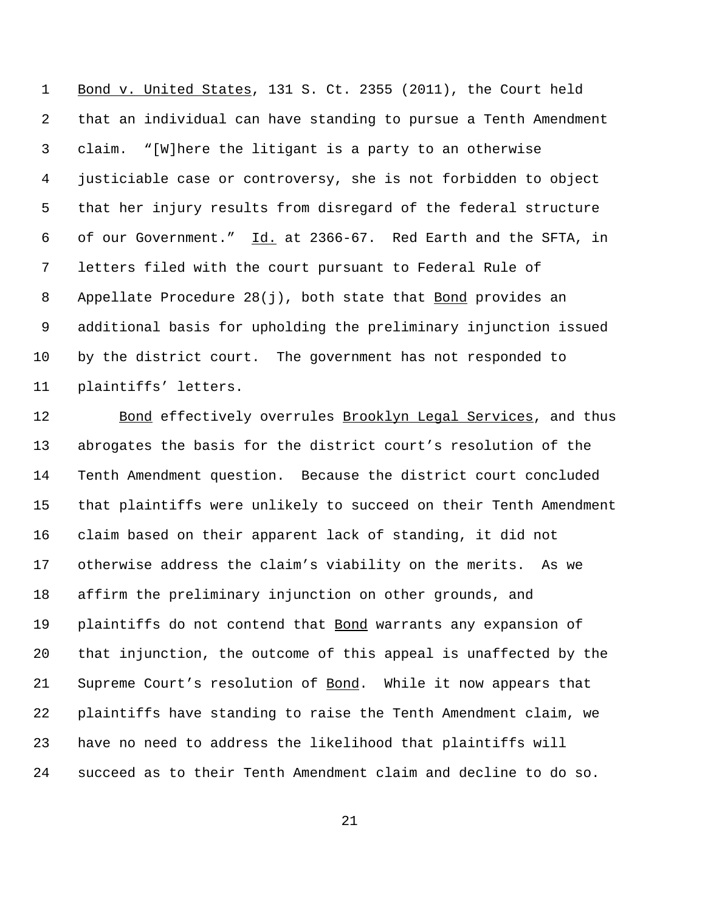Bond v. United States, 131 S. Ct. 2355 (2011), the Court held that an individual can have standing to pursue a Tenth Amendment claim. "[W]here the litigant is a party to an otherwise justiciable case or controversy, she is not forbidden to object that her injury results from disregard of the federal structure of our Government." Id. at 2366-67. Red Earth and the SFTA, in letters filed with the court pursuant to Federal Rule of Appellate Procedure 28(j), both state that Bond provides an additional basis for upholding the preliminary injunction issued by the district court. The government has not responded to plaintiffs' letters.

Bond effectively overrules Brooklyn Legal Services, and thus abrogates the basis for the district court's resolution of the Tenth Amendment question. Because the district court concluded that plaintiffs were unlikely to succeed on their Tenth Amendment claim based on their apparent lack of standing, it did not otherwise address the claim's viability on the merits. As we affirm the preliminary injunction on other grounds, and plaintiffs do not contend that Bond warrants any expansion of that injunction, the outcome of this appeal is unaffected by the Supreme Court's resolution of Bond. While it now appears that plaintiffs have standing to raise the Tenth Amendment claim, we have no need to address the likelihood that plaintiffs will succeed as to their Tenth Amendment claim and decline to do so.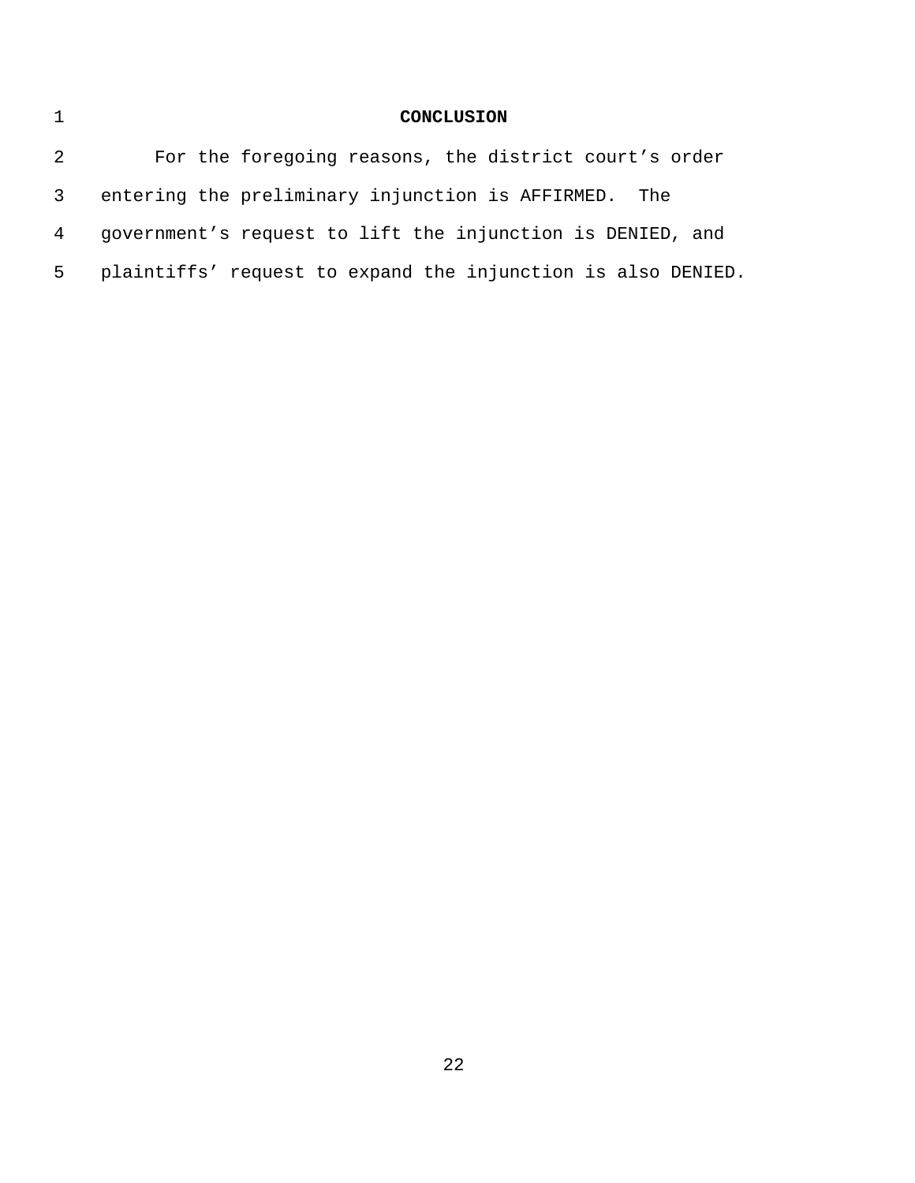## CONCLUSION

For the foregoing reasons, the district court's order entering the preliminary injunction is AFFIRMED. The government's request to lift the injunction is DENIED, and plaintiffs' request to expand the injunction is also DENIED.